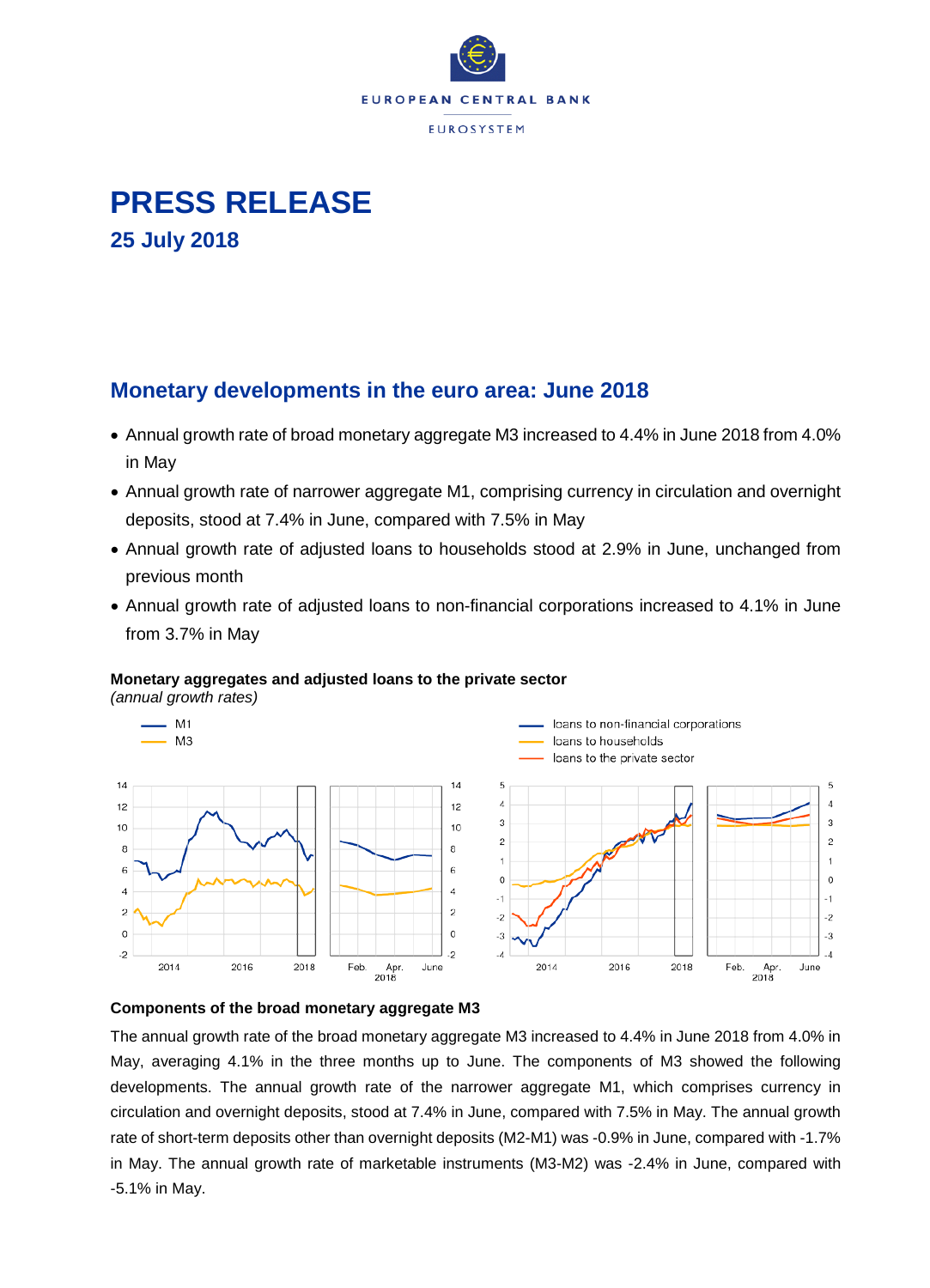# PRESS RELEASE

## 25 July 2018

## Monetary developments in the euro area: June 2018

- Annual growth rate of broad monetary aggregate M3 increased to 4.4% in June 2018 from 4.0% in May
- Annual growth rate of narrower aggregate M1, comprising currency in circulation and overnight deposits, stood at 7.4% in June, compared with 7.5% in May
- Annual growth rate of adjusted loans to households stood at 2.9% in June, unchanged from previous month
- Annual growth rate of adjusted loans to non-financial corporations increased to 4.1% in June from 3.7% in May

**Monetary aggregates and adjusted loans to the private sector**
*(annual growth rates)*

### Components of the broad monetary aggregate M3

The annual growth rate of the broad monetary aggregate M3 increased to 4.4% in June 2018 from 4.0% in May, averaging 4.1% in the three months up to June. The components of M3 showed the following developments. The annual growth rate of the narrower aggregate M1, which comprises currency in circulation and overnight deposits, stood at 7.4% in June, compared with 7.5% in May. The annual growth rate of short-term deposits other than overnight deposits (M2-M1) was -0.9% in June, compared with -1.7% in May. The annual growth rate of marketable instruments (M3-M2) was -2.4% in June, compared with -5.1% in May.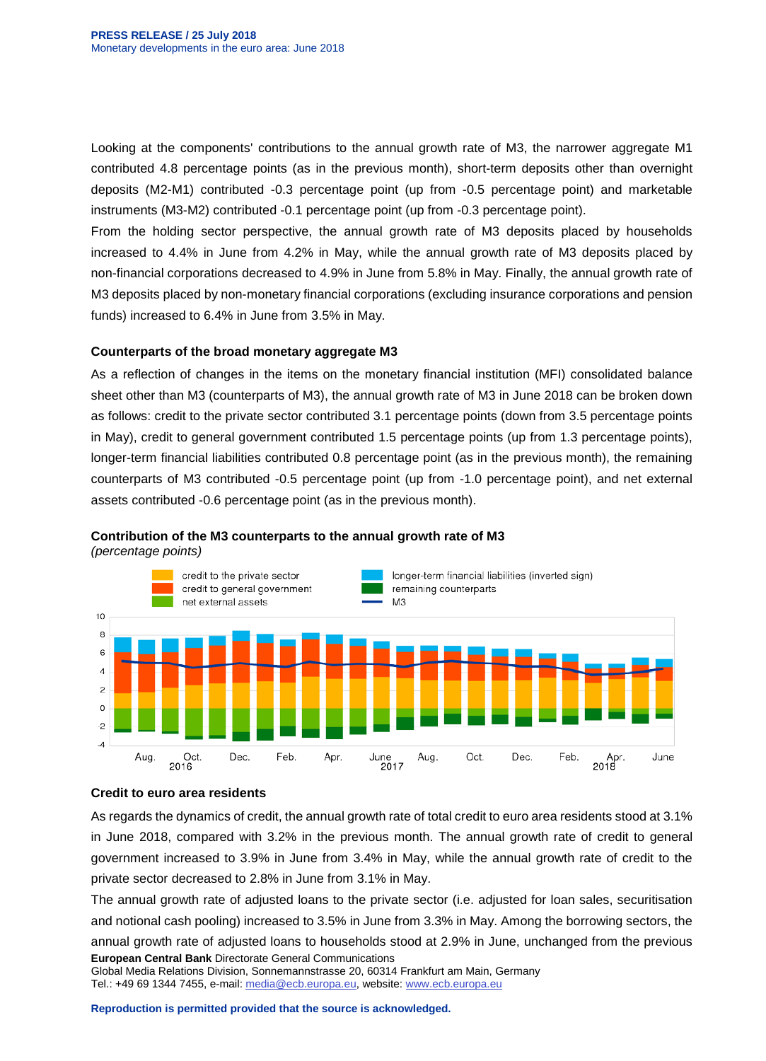Looking at the components' contributions to the annual growth rate of M3, the narrower aggregate M1 contributed 4.8 percentage points (as in the previous month), short-term deposits other than overnight deposits (M2-M1) contributed -0.3 percentage point (up from -0.5 percentage point) and marketable instruments (M3-M2) contributed -0.1 percentage point (up from -0.3 percentage point).

From the holding sector perspective, the annual growth rate of M3 deposits placed by households increased to 4.4% in June from 4.2% in May, while the annual growth rate of M3 deposits placed by non-financial corporations decreased to 4.9% in June from 5.8% in May. Finally, the annual growth rate of M3 deposits placed by non-monetary financial corporations (excluding insurance corporations and pension funds) increased to 6.4% in June from 3.5% in May.

**Counterparts of the broad monetary aggregate M3**

As a reflection of changes in the items on the monetary financial institution (MFI) consolidated balance sheet other than M3 (counterparts of M3), the annual growth rate of M3 in June 2018 can be broken down as follows: credit to the private sector contributed 3.1 percentage points (down from 3.5 percentage points in May), credit to general government contributed 1.5 percentage points (up from 1.3 percentage points), longer-term financial liabilities contributed 0.8 percentage point (as in the previous month), the remaining counterparts of M3 contributed -0.5 percentage point (up from -1.0 percentage point), and net external assets contributed -0.6 percentage point (as in the previous month).

**Contribution of the M3 counterparts to the annual growth rate of M3**
*(percentage points)*

**Credit to euro area residents**

As regards the dynamics of credit, the annual growth rate of total credit to euro area residents stood at 3.1% in June 2018, compared with 3.2% in the previous month. The annual growth rate of credit to general government increased to 3.9% in June from 3.4% in May, while the annual growth rate of credit to the private sector decreased to 2.8% in June from 3.1% in May.

The annual growth rate of adjusted loans to the private sector (i.e. adjusted for loan sales, securitisation and notional cash pooling) increased to 3.5% in June from 3.3% in May. Among the borrowing sectors, the annual growth rate of adjusted loans to households stood at 2.9% in June, unchanged from the previous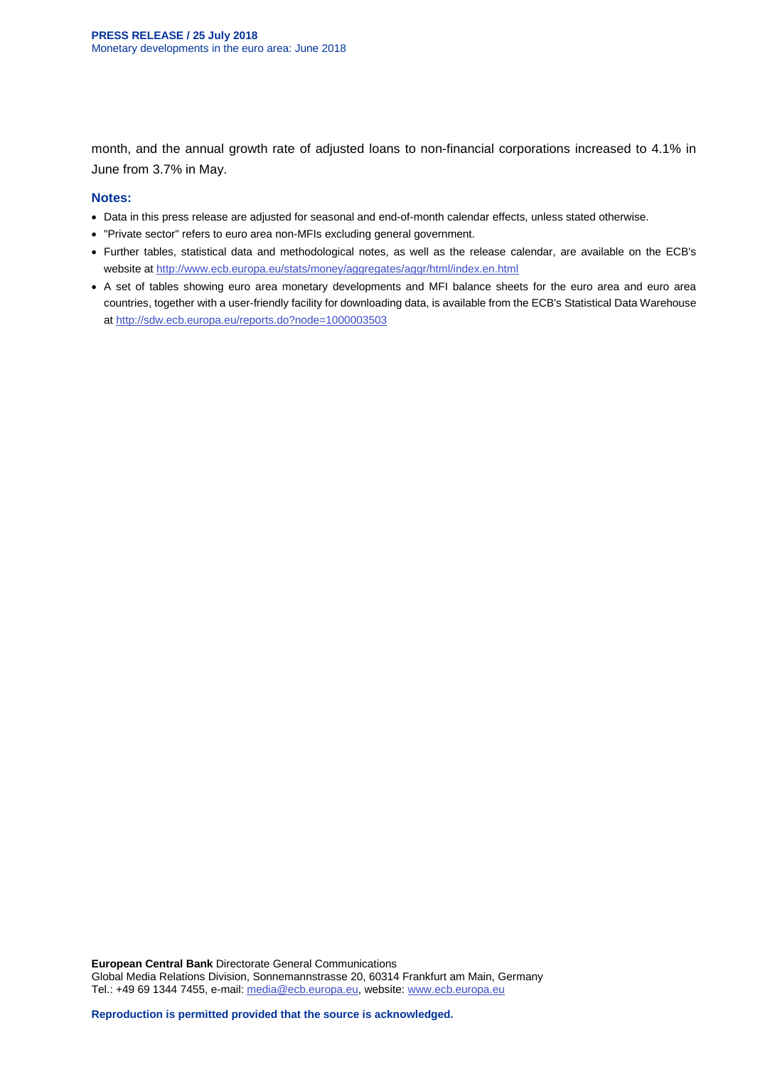month, and the annual growth rate of adjusted loans to non-financial corporations increased to 4.1% in June from 3.7% in May.

**Notes:**

- Data in this press release are adjusted for seasonal and end-of-month calendar effects, unless stated otherwise.
- "Private sector" refers to euro area non-MFIs excluding general government.
- Further tables, statistical data and methodological notes, as well as the release calendar, are available on the ECB's website at http://www.ecb.europa.eu/stats/money/aggregates/aggr/html/index.en.html
- A set of tables showing euro area monetary developments and MFI balance sheets for the euro area and euro area countries, together with a user-friendly facility for downloading data, is available from the ECB's Statistical Data Warehouse at http://sdw.ecb.europa.eu/reports.do?node=1000003503

**European Central Bank** Directorate General Communications
Global Media Relations Division, Sonnemannstrasse 20, 60314 Frankfurt am Main, Germany
Tel.: +49 69 1344 7455, e-mail: media@ecb.europa.eu, website: www.ecb.europa.eu

**Reproduction is permitted provided that the source is acknowledged.**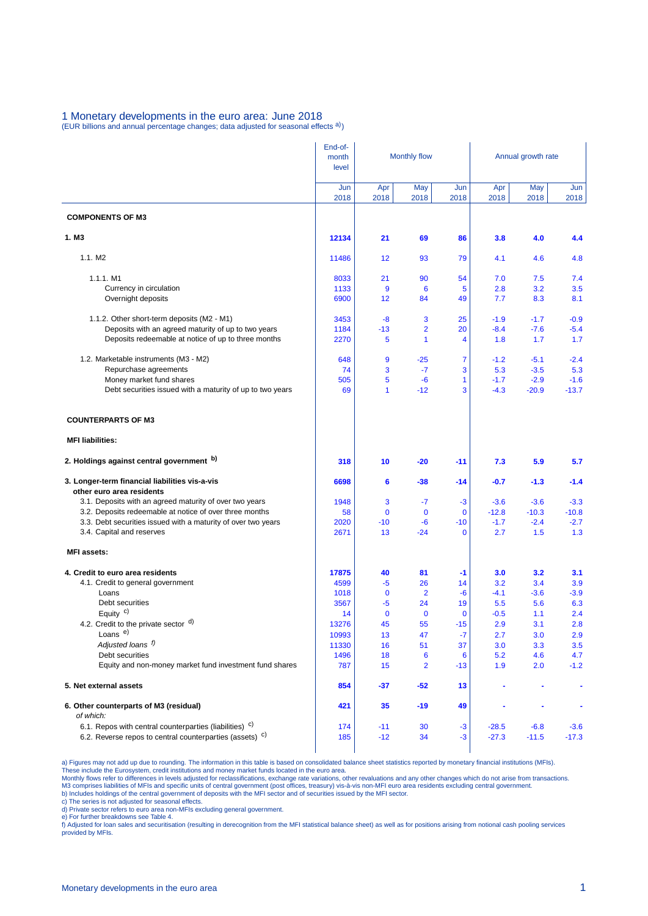# 1 Monetary developments in the euro area: June 2018

(EUR billions and annual percentage changes; data adjusted for seasonal effects a))

| | End-of-month level | Monthly flow | | | Annual growth rate | | |
|---|---|---|---|---|---|---|---|
| | Jun 2018 | Apr 2018 | May 2018 | Jun 2018 | Apr 2018 | May 2018 | Jun 2018 |
| **COMPONENTS OF M3** | | | | | | | |
| **1. M3** | **12134** | **21** | **69** | **86** | **3.8** | **4.0** | **4.4** |
| 1.1. M2 | 11486 | 12 | 93 | 79 | 4.1 | 4.6 | 4.8 |
| 1.1.1. M1 | 8033 | 21 | 90 | 54 | 7.0 | 7.5 | 7.4 |
| Currency in circulation | 1133 | 9 | 6 | 5 | 2.8 | 3.2 | 3.5 |
| Overnight deposits | 6900 | 12 | 84 | 49 | 7.7 | 8.3 | 8.1 |
| 1.1.2. Other short-term deposits (M2 - M1) | 3453 | -8 | 3 | 25 | -1.9 | -1.7 | -0.9 |
| Deposits with an agreed maturity of up to two years | 1184 | -13 | 2 | 20 | -8.4 | -7.6 | -5.4 |
| Deposits redeemable at notice of up to three months | 2270 | 5 | 1 | 4 | 1.8 | 1.7 | 1.7 |
| 1.2. Marketable instruments (M3 - M2) | 648 | 9 | -25 | 7 | -1.2 | -5.1 | -2.4 |
| Repurchase agreements | 74 | 3 | -7 | 3 | 5.3 | -3.5 | 5.3 |
| Money market fund shares | 505 | 5 | -6 | 1 | -1.7 | -2.9 | -1.6 |
| Debt securities issued with a maturity of up to two years | 69 | 1 | -12 | 3 | -4.3 | -20.9 | -13.7 |
| **COUNTERPARTS OF M3** | | | | | | | |
| **MFI liabilities:** | | | | | | | |
| **2. Holdings against central government** b) | **318** | **10** | **-20** | **-11** | **7.3** | **5.9** | **5.7** |
| **3. Longer-term financial liabilities vis-a-vis other euro area residents** | **6698** | **6** | **-38** | **-14** | **-0.7** | **-1.3** | **-1.4** |
| 3.1. Deposits with an agreed maturity of over two years | 1948 | 3 | -7 | -3 | -3.6 | -3.6 | -3.3 |
| 3.2. Deposits redeemable at notice of over three months | 58 | 0 | 0 | 0 | -12.8 | -10.3 | -10.8 |
| 3.3. Debt securities issued with a maturity of over two years | 2020 | -10 | -6 | -10 | -1.7 | -2.4 | -2.7 |
| 3.4. Capital and reserves | 2671 | 13 | -24 | 0 | 2.7 | 1.5 | 1.3 |
| **MFI assets:** | | | | | | | |
| **4. Credit to euro area residents** | **17875** | **40** | **81** | **-1** | **3.0** | **3.2** | **3.1** |
| 4.1. Credit to general government | 4599 | -5 | 26 | 14 | 3.2 | 3.4 | 3.9 |
| Loans | 1018 | 0 | 2 | -6 | -4.1 | -3.6 | -3.9 |
| Debt securities | 3567 | -5 | 24 | 19 | 5.5 | 5.6 | 6.3 |
| Equity c) | 14 | 0 | 0 | 0 | -0.5 | 1.1 | 2.4 |
| 4.2. Credit to the private sector d) | 13276 | 45 | 55 | -15 | 2.9 | 3.1 | 2.8 |
| Loans e) | 10993 | 13 | 47 | -7 | 2.7 | 3.0 | 2.9 |
| *Adjusted loans* f) | 11330 | 16 | 51 | 37 | 3.0 | 3.3 | 3.5 |
| Debt securities | 1496 | 18 | 6 | 6 | 5.2 | 4.6 | 4.7 |
| Equity and non-money market fund investment fund shares | 787 | 15 | 2 | -13 | 1.9 | 2.0 | -1.2 |
| **5. Net external assets** | **854** | **-37** | **-52** | **13** | - | - | - |
| **6. Other counterparts of M3 (residual)** *of which:* | **421** | **35** | **-19** | **49** | - | - | - |
| 6.1. Repos with central counterparties (liabilities) c) | 174 | -11 | 30 | -3 | -28.5 | -6.8 | -3.6 |
| 6.2. Reverse repos to central counterparties (assets) c) | 185 | -12 | 34 | -3 | -27.3 | -11.5 | -17.3 |

a) Figures may not add up due to rounding. The information in this table is based on consolidated balance sheet statistics reported by monetary financial institutions (MFIs).
These include the Eurosystem, credit institutions and money market funds located in the euro area.
Monthly flows refer to differences in levels adjusted for reclassifications, exchange rate variations, other revaluations and any other changes which do not arise from transactions.
M3 comprises liabilities of MFIs and specific units of central government (post offices, treasury) vis-à-vis non-MFI euro area residents excluding central government.
b) Includes holdings of the central government of deposits with the MFI sector and of securities issued by the MFI sector.
c) The series is not adjusted for seasonal effects.
d) Private sector refers to euro area non-MFIs excluding general government.
e) For further breakdowns see Table 4.
f) Adjusted for loan sales and securitisation (resulting in derecognition from the MFI statistical balance sheet) as well as for positions arising from notional cash pooling services provided by MFIs.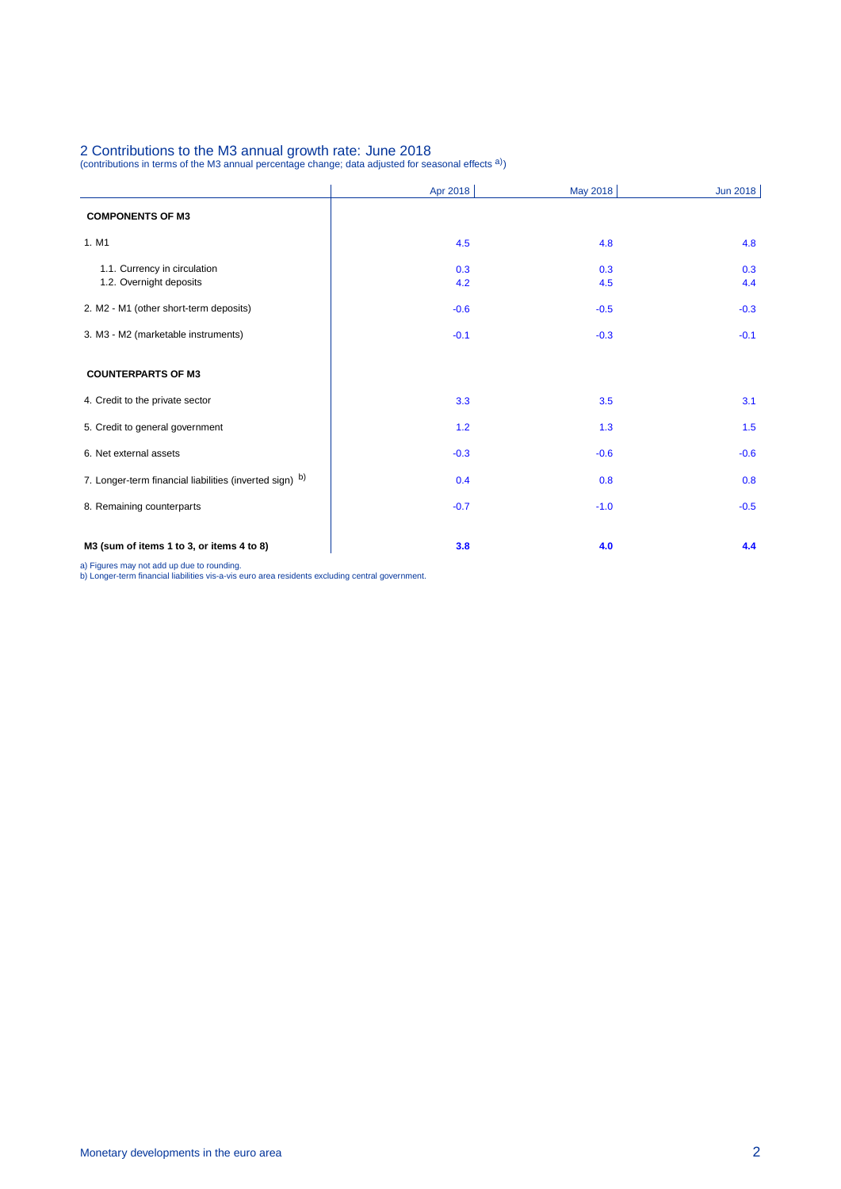## 2 Contributions to the M3 annual growth rate: June 2018

(contributions in terms of the M3 annual percentage change; data adjusted for seasonal effects [a])

| | Apr 2018 | May 2018 | Jun 2018 |
|---|---|---|---|
| **COMPONENTS OF M3** | | | |
| 1. M1 | 4.5 | 4.8 | 4.8 |
| 1.1. Currency in circulation | 0.3 | 0.3 | 0.3 |
| 1.2. Overnight deposits | 4.2 | 4.5 | 4.4 |
| 2. M2 - M1 (other short-term deposits) | -0.6 | -0.5 | -0.3 |
| 3. M3 - M2 (marketable instruments) | -0.1 | -0.3 | -0.1 |
| **COUNTERPARTS OF M3** | | | |
| 4. Credit to the private sector | 3.3 | 3.5 | 3.1 |
| 5. Credit to general government | 1.2 | 1.3 | 1.5 |
| 6. Net external assets | -0.3 | -0.6 | -0.6 |
| 7. Longer-term financial liabilities (inverted sign) [b] | 0.4 | 0.8 | 0.8 |
| 8. Remaining counterparts | -0.7 | -1.0 | -0.5 |
| **M3 (sum of items 1 to 3, or items 4 to 8)** | **3.8** | **4.0** | **4.4** |

a) Figures may not add up due to rounding.
b) Longer-term financial liabilities vis-a-vis euro area residents excluding central government.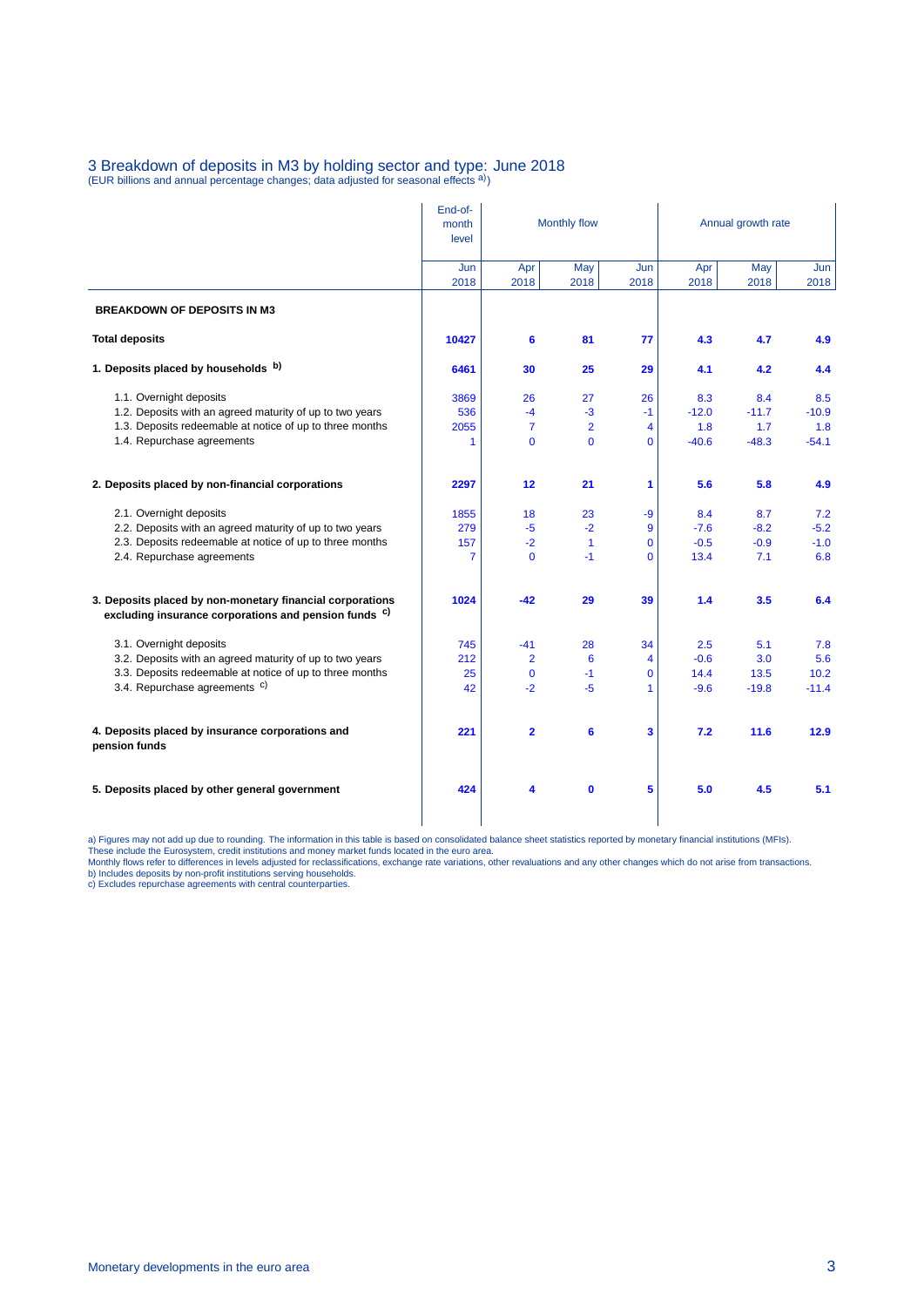## 3 Breakdown of deposits in M3 by holding sector and type: June 2018

(EUR billions and annual percentage changes; data adjusted for seasonal effects [a])

| | End-of-month level | Monthly flow | | | Annual growth rate | | |
|---|---|---|---|---|---|---|---|
| | Jun 2018 | Apr 2018 | May 2018 | Jun 2018 | Apr 2018 | May 2018 | Jun 2018 |
| **BREAKDOWN OF DEPOSITS IN M3** | | | | | | | |
| **Total deposits** | **10427** | **6** | **81** | **77** | **4.3** | **4.7** | **4.9** |
| **1. Deposits placed by households [b]** | **6461** | **30** | **25** | **29** | **4.1** | **4.2** | **4.4** |
| 1.1. Overnight deposits | 3869 | 26 | 27 | 26 | 8.3 | 8.4 | 8.5 |
| 1.2. Deposits with an agreed maturity of up to two years | 536 | -4 | -3 | -1 | -12.0 | -11.7 | -10.9 |
| 1.3. Deposits redeemable at notice of up to three months | 2055 | 7 | 2 | 4 | 1.8 | 1.7 | 1.8 |
| 1.4. Repurchase agreements | 1 | 0 | 0 | 0 | -40.6 | -48.3 | -54.1 |
| **2. Deposits placed by non-financial corporations** | **2297** | **12** | **21** | **1** | **5.6** | **5.8** | **4.9** |
| 2.1. Overnight deposits | 1855 | 18 | 23 | -9 | 8.4 | 8.7 | 7.2 |
| 2.2. Deposits with an agreed maturity of up to two years | 279 | -5 | -2 | 9 | -7.6 | -8.2 | -5.2 |
| 2.3. Deposits redeemable at notice of up to three months | 157 | -2 | 1 | 0 | -0.5 | -0.9 | -1.0 |
| 2.4. Repurchase agreements | 7 | 0 | -1 | 0 | 13.4 | 7.1 | 6.8 |
| **3. Deposits placed by non-monetary financial corporations excluding insurance corporations and pension funds [c]** | **1024** | **-42** | **29** | **39** | **1.4** | **3.5** | **6.4** |
| 3.1. Overnight deposits | 745 | -41 | 28 | 34 | 2.5 | 5.1 | 7.8 |
| 3.2. Deposits with an agreed maturity of up to two years | 212 | 2 | 6 | 4 | -0.6 | 3.0 | 5.6 |
| 3.3. Deposits redeemable at notice of up to three months | 25 | 0 | -1 | 0 | 14.4 | 13.5 | 10.2 |
| 3.4. Repurchase agreements [c] | 42 | -2 | -5 | 1 | -9.6 | -19.8 | -11.4 |
| **4. Deposits placed by insurance corporations and pension funds** | **221** | **2** | **6** | **3** | **7.2** | **11.6** | **12.9** |
| **5. Deposits placed by other general government** | **424** | **4** | **0** | **5** | **5.0** | **4.5** | **5.1** |

a) Figures may not add up due to rounding. The information in this table is based on consolidated balance sheet statistics reported by monetary financial institutions (MFIs).
These include the Eurosystem, credit institutions and money market funds located in the euro area.
Monthly flows refer to differences in levels adjusted for reclassifications, exchange rate variations, other revaluations and any other changes which do not arise from transactions.
b) Includes deposits by non-profit institutions serving households.
c) Excludes repurchase agreements with central counterparties.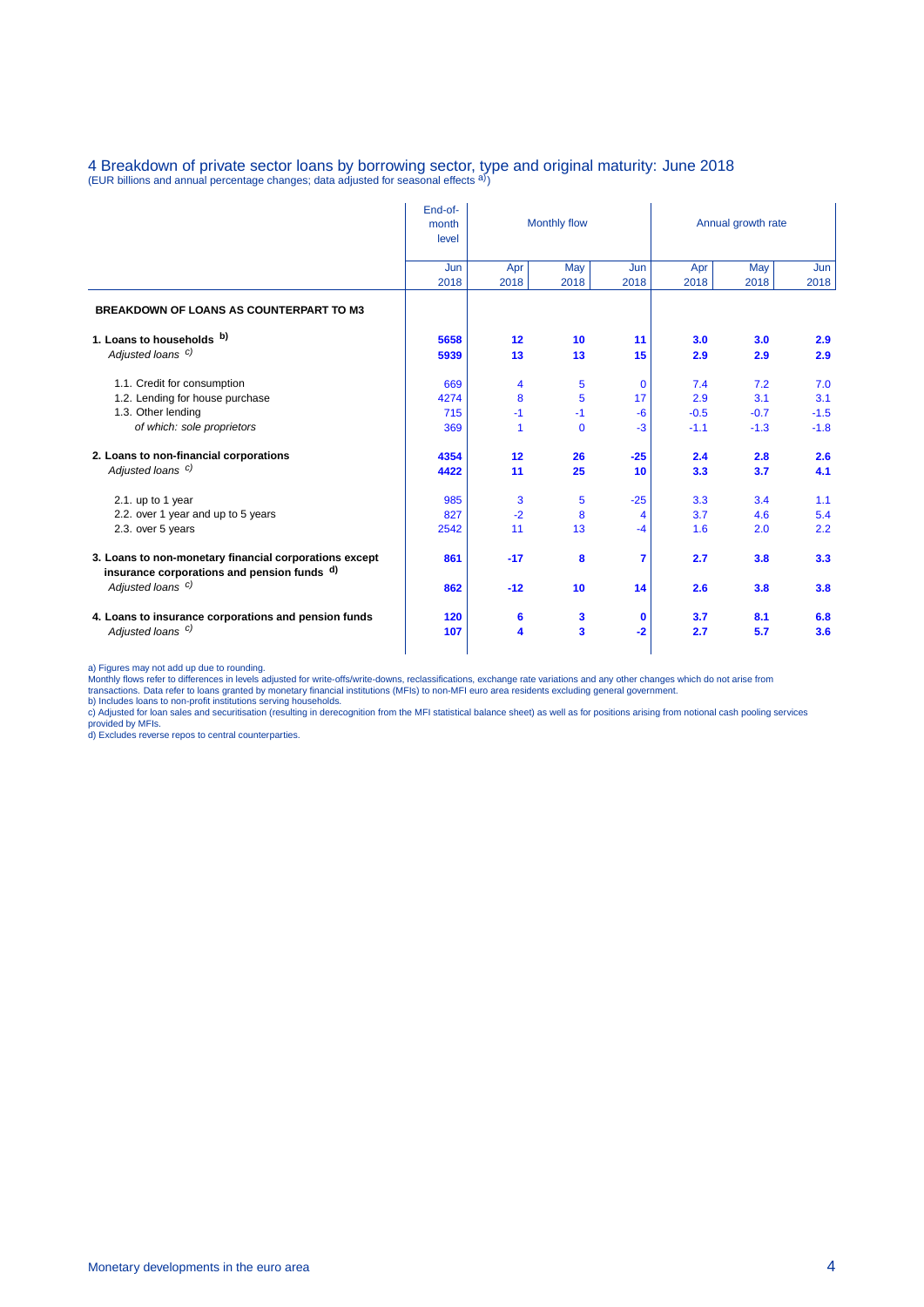# 4 Breakdown of private sector loans by borrowing sector, type and original maturity: June 2018

(EUR billions and annual percentage changes; data adjusted for seasonal effects [a)])

| | End-of-month level | Monthly flow | | | Annual growth rate | | |
|---|---|---|---|---|---|---|---|
| | Jun 2018 | Apr 2018 | May 2018 | Jun 2018 | Apr 2018 | May 2018 | Jun 2018 |
| **BREAKDOWN OF LOANS AS COUNTERPART TO M3** | | | | | | | |
| **1. Loans to households [b)]** | **5658** | **12** | **10** | **11** | **3.0** | **3.0** | **2.9** |
| *Adjusted loans [c)]* | **5939** | **13** | **13** | **15** | **2.9** | **2.9** | **2.9** |
| 1.1. Credit for consumption | 669 | 4 | 5 | 0 | 7.4 | 7.2 | 7.0 |
| 1.2. Lending for house purchase | 4274 | 8 | 5 | 17 | 2.9 | 3.1 | 3.1 |
| 1.3. Other lending | 715 | -1 | -1 | -6 | -0.5 | -0.7 | -1.5 |
| *of which: sole proprietors* | 369 | 1 | 0 | -3 | -1.1 | -1.3 | -1.8 |
| **2. Loans to non-financial corporations** | **4354** | **12** | **26** | **-25** | **2.4** | **2.8** | **2.6** |
| *Adjusted loans [c)]* | **4422** | **11** | **25** | **10** | **3.3** | **3.7** | **4.1** |
| 2.1. up to 1 year | 985 | 3 | 5 | -25 | 3.3 | 3.4 | 1.1 |
| 2.2. over 1 year and up to 5 years | 827 | -2 | 8 | 4 | 3.7 | 4.6 | 5.4 |
| 2.3. over 5 years | 2542 | 11 | 13 | -4 | 1.6 | 2.0 | 2.2 |
| **3. Loans to non-monetary financial corporations except insurance corporations and pension funds [d)]** | **861** | **-17** | **8** | **7** | **2.7** | **3.8** | **3.3** |
| *Adjusted loans [c)]* | **862** | **-12** | **10** | **14** | **2.6** | **3.8** | **3.8** |
| **4. Loans to insurance corporations and pension funds** | **120** | **6** | **3** | **0** | **3.7** | **8.1** | **6.8** |
| *Adjusted loans [c)]* | **107** | **4** | **3** | **-2** | **2.7** | **5.7** | **3.6** |

a) Figures may not add up due to rounding.
Monthly flows refer to differences in levels adjusted for write-offs/write-downs, reclassifications, exchange rate variations and any other changes which do not arise from transactions. Data refer to loans granted by monetary financial institutions (MFIs) to non-MFI euro area residents excluding general government.
b) Includes loans to non-profit institutions serving households.
c) Adjusted for loan sales and securitisation (resulting in derecognition from the MFI statistical balance sheet) as well as for positions arising from notional cash pooling services provided by MFIs.
d) Excludes reverse repos to central counterparties.